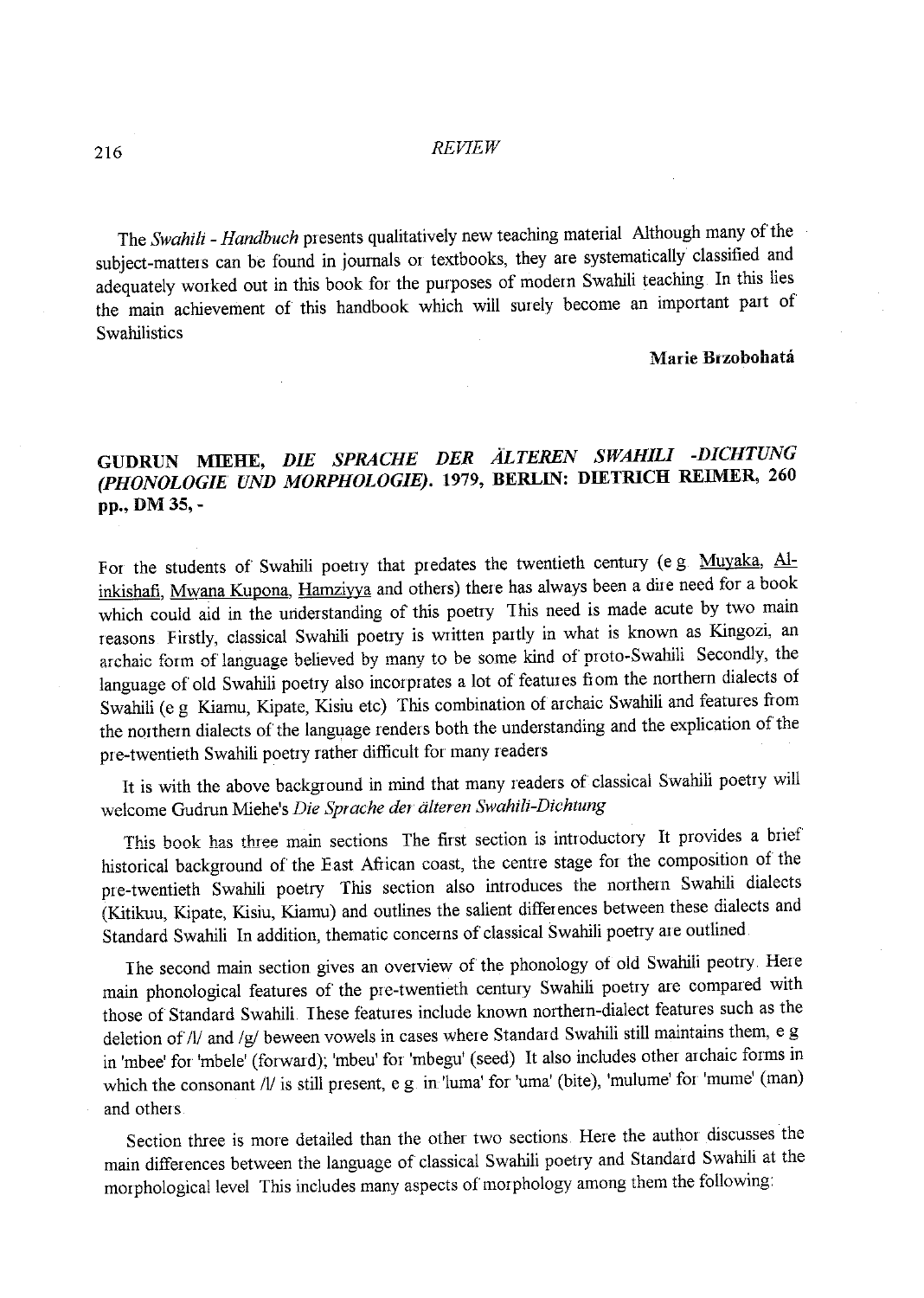The *Swahili - Handbuch* presents qualitatively new teaching material. Although many of the subject-matters can be found in journals or textbooks, they are systematically classified and adequately worked out in this book for the purposes of modern Swahili teaching. In this lies the main achievement of this handbook which will surely become an important part of Swahilistics

**Marie Brzobohatá**

## GUDRUN MIEHE, *DIE SPRACHE DER ÄLTEREN SWAHILI -DICHTUNG (PHONOLOGIE UND MORPHOLOGIE)*. 1979, BERLIN: DIETRICH REIMER, 260 pp., DM 35, -

For the students of Swahili poetry that predates the twentieth century (e g. Muyaka, Al-inkishafi, Mwana Kupona, Hamziyya and others) there has always been a dire need for a book which could aid in the understanding of this poetry. This need is made acute by two main reasons. Firstly, classical Swahili poetry is written partly in what is known as Kingozi, an archaic form of language believed by many to be some kind of proto-Swahili. Secondly, the language of old Swahili poetry also incorprates a lot of features from the northern dialects of Swahili (e g. Kiamu, Kipate, Kisiu etc). This combination of archaic Swahili and features from the northern dialects of the language renders both the understanding and the explication of the pre-twentieth Swahili poetry rather difficult for many readers

It is with the above background in mind that many readers of classical Swahili poetry will welcome Gudrun Miehe's *Die Sprache der älteren Swahili-Dichtung*

This book has three main sections. The first section is introductory. It provides a brief historical background of the East African coast, the centre stage for the composition of the pre-twentieth Swahili poetry. This section also introduces the northern Swahili dialects (Kitikuu, Kipate, Kisiu, Kiamu) and outlines the salient differences between these dialects and Standard Swahili. In addition, thematic concerns of classical Swahili poetry are outlined.

The second main section gives an overview of the phonology of old Swahili peotry. Here main phonological features of the pre-twentieth century Swahili poetry are compared with those of Standard Swahili. These features include known northern-dialect features such as the deletion of /l/ and /g/ beween vowels in cases where Standard Swahili still maintains them, e g in 'mbee' for 'mbele' (forward); 'mbeu' for 'mbegu' (seed). It also includes other archaic forms in which the consonant /l/ is still present, e g. in 'luma' for 'uma' (bite), 'mulume' for 'mume' (man) and others.

Section three is more detailed than the other two sections. Here the author discusses the main differences between the language of classical Swahili poetry and Standard Swahili at the morphological level. This includes many aspects of morphology among them the following: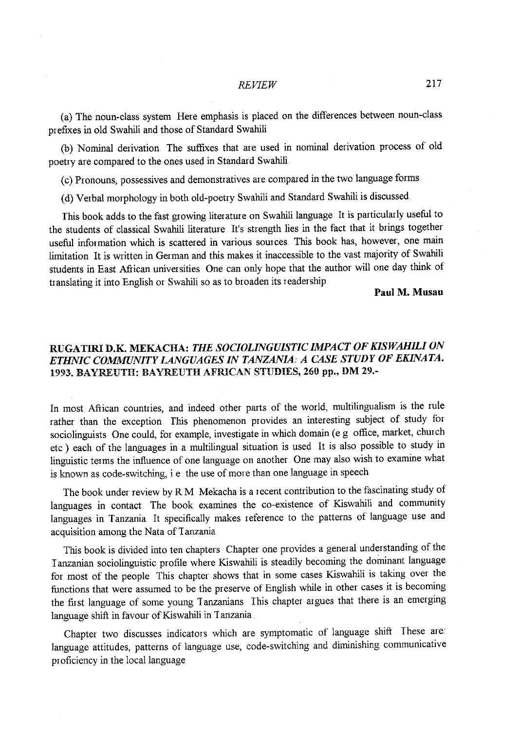(a) The noun-class system Here emphasis is placed on the differences between noun-class prefixes in old Swahili and those of Standard Swahili

(b) Nominal derivation The suffixes that are used in nominal derivation process of old poetry are compared to the ones used in Standard Swahili

(c) Pronouns, possessives and demonstratives are compared in the two language forms

(d) Verbal morphology in both old-poetry Swahili and Standard Swahili is discussed

This book adds to the fast growing literature on Swahili language It is particularly useful to the students of classical Swahili literature It's strength lies in the fact that it brings together useful information which is scattered in various sources This book has, however, one main limitation It is written in German and this makes it inaccessible to the vast majority of Swahili students in East African universities One can only hope that the author will one day think of translating it into English or Swahili so as to broaden its readership

**Paul M. Musau**

## RUGATIRI D.K. MEKACHA: *THE SOCIOLINGUISTIC IMPACT OF KISWAHILI ON ETHNIC COMMUNITY LANGUAGES IN TANZANIA: A CASE STUDY OF EKINATA.* 1993. BAYREUTH: BAYREUTH AFRICAN STUDIES, 260 pp., DM 29.-

In most African countries, and indeed other parts of the world, multilingualism is the rule rather than the exception This phenomenon provides an interesting subject of study for sociolinguists One could, for example, investigate in which domain (e g office, market, church etc ) each of the languages in a multilingual situation is used It is also possible to study in linguistic terms the influence of one language on another One may also wish to examine what is known as code-switching, i e the use of more than one language in speech

The book under review by R M Mekacha is a recent contribution to the fascinating study of languages in contact The book examines the co-existence of Kiswahili and community languages in Tanzania It specifically makes reference to the patterns of language use and acquisition among the Nata of Tanzania

This book is divided into ten chapters Chapter one provides a general understanding of the Tanzanian sociolinguistic profile where Kiswahili is steadily becoming the dominant language for most of the people This chapter shows that in some cases Kiswahili is taking over the functions that were assumed to be the preserve of English while in other cases it is becoming the first language of some young Tanzanians This chapter argues that there is an emerging language shift in favour of Kiswahili in Tanzania

Chapter two discusses indicators which are symptomatic of language shift These are: language attitudes, patterns of language use, code-switching and diminishing communicative proficiency in the local language